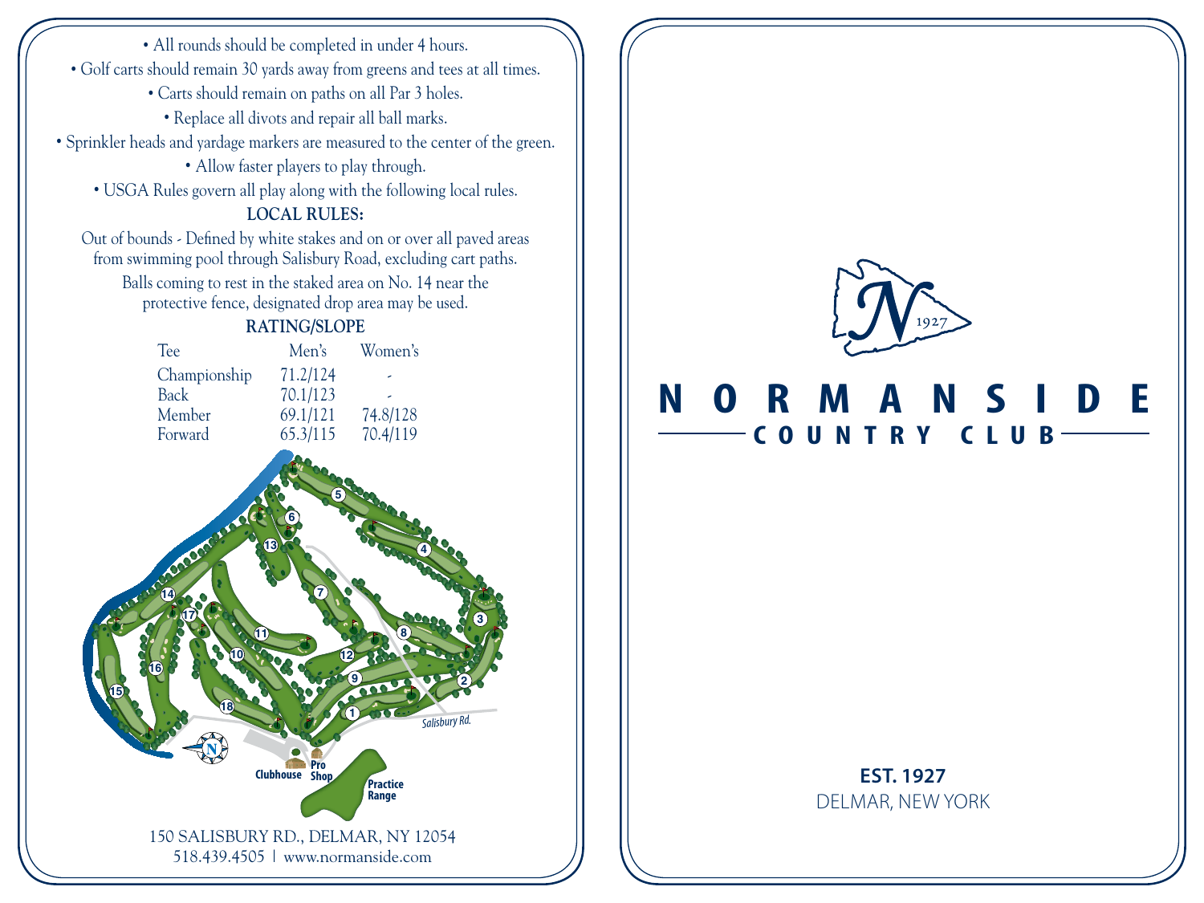- All rounds should be completed in under 4 hours.
- Golf carts should remain 30 yards away from greens and tees at all times.
- Carts should remain on paths on all Par 3 holes.
- Replace all divots and repair all ball marks.
- Sprinkler heads and yardage markers are measured to the center of the green.
- Allow faster players to play through.
- USGA Rules govern all play along with the following local rules.

**LOCAL RULES:**

Out of bounds - Defined by white stakes and on or over all paved areas from swimming pool through Salisbury Road, excluding cart paths.

Balls coming to rest in the staked area on No. 14 near the protective fence, designated drop area may be used.

**RATING/SLOPE**

| Tee | Men's | Women's |
| --- | --- | --- |
| Championship | 71.2/124 | - |
| Back | 70.1/123 | - |
| Member | 69.1/121 | 74.8/128 |
| Forward | 65.3/115 | 70.4/119 |

150 SALISBURY RD., DELMAR, NY 12054
518.439.4505 | www.normanside.com

# NORMANSIDE
## COUNTRY CLUB

**EST. 1927**
DELMAR, NEW YORK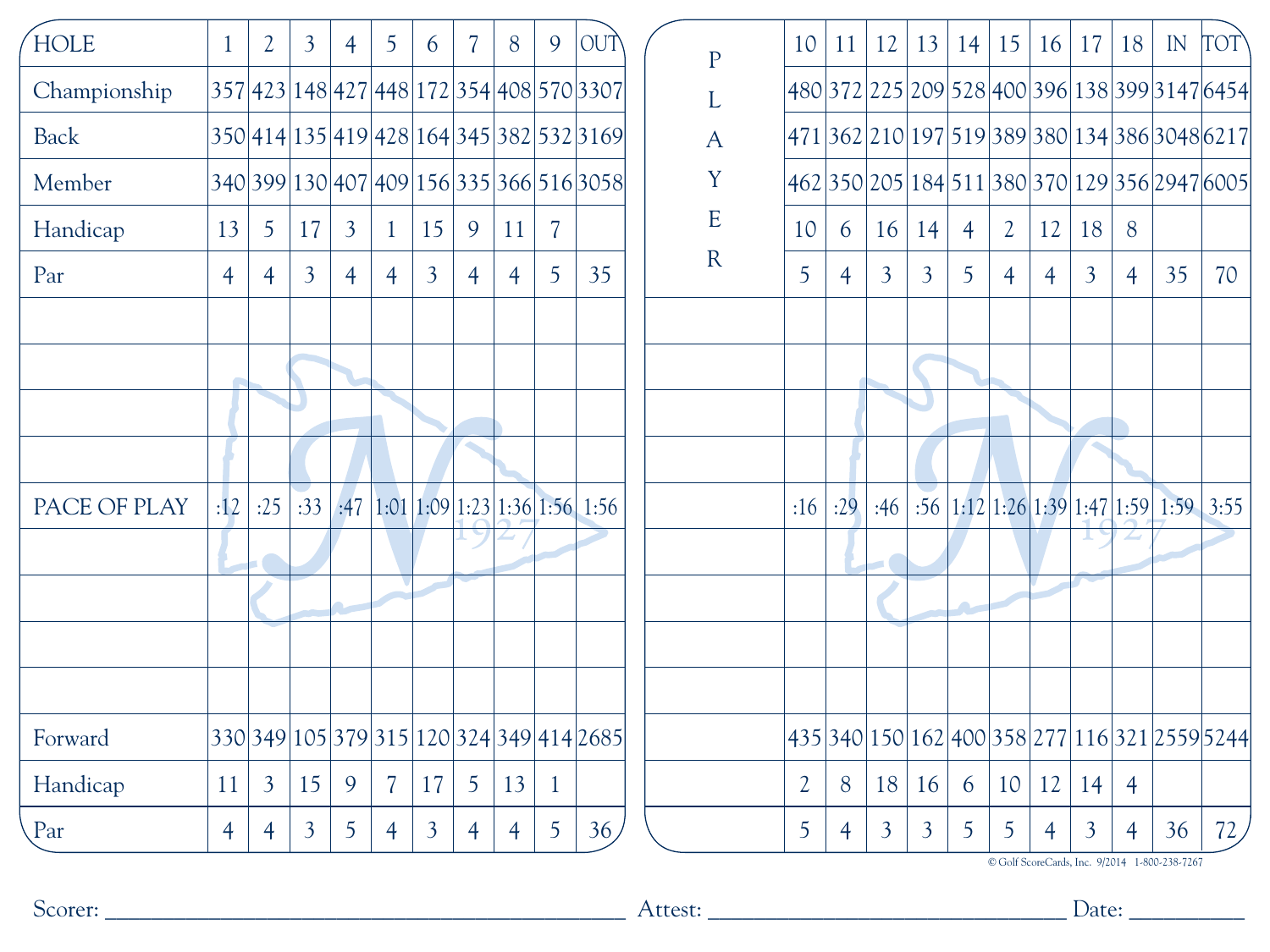| HOLE | 1 | 2 | 3 | 4 | 5 | 6 | 7 | 8 | 9 | OUT |
|---|---|---|---|---|---|---|---|---|---|---|
| Championship | 357 | 423 | 148 | 427 | 448 | 172 | 354 | 408 | 570 | 3307 |
| Back | 350 | 414 | 135 | 419 | 428 | 164 | 345 | 382 | 532 | 3169 |
| Member | 340 | 399 | 130 | 407 | 409 | 156 | 335 | 366 | 516 | 3058 |
| Handicap | 13 | 5 | 17 | 3 | 1 | 15 | 9 | 11 | 7 | |
| Par | 4 | 4 | 3 | 4 | 4 | 3 | 4 | 4 | 5 | 35 |
| | | | | | | | | | | |
| | | | | | | | | | | |
| | | | | | | | | | | |
| | | | | | | | | | | |
| PACE OF PLAY | :12 | :25 | :33 | :47 | 1:01 | 1:09 | 1:23 | 1:36 | 1:56 | 1:56 |
| | | | | | | | | | | |
| | | | | | | | | | | |
| | | | | | | | | | | |
| | | | | | | | | | | |
| Forward | 330 | 349 | 105 | 379 | 315 | 120 | 324 | 349 | 414 | 2685 |
| Handicap | 11 | 3 | 15 | 9 | 7 | 17 | 5 | 13 | 1 | |
| Par | 4 | 4 | 3 | 5 | 4 | 3 | 4 | 4 | 5 | 36 |

| PLAYER | 10 | 11 | 12 | 13 | 14 | 15 | 16 | 17 | 18 | IN | TOT |
|---|---|---|---|---|---|---|---|---|---|---|---|
| | 480 | 372 | 225 | 209 | 528 | 400 | 396 | 138 | 399 | 3147 | 6454 |
| | 471 | 362 | 210 | 197 | 519 | 389 | 380 | 134 | 386 | 3048 | 6217 |
| | 462 | 350 | 205 | 184 | 511 | 380 | 370 | 129 | 356 | 2947 | 6005 |
| | 10 | 6 | 16 | 14 | 4 | 2 | 12 | 18 | 8 | | |
| | 5 | 4 | 3 | 3 | 5 | 4 | 4 | 3 | 4 | 35 | 70 |
| | | | | | | | | | | | |
| | | | | | | | | | | | |
| | | | | | | | | | | | |
| | | | | | | | | | | | |
| | :16 | :29 | :46 | :56 | 1:12 | 1:26 | 1:39 | 1:47 | 1:59 | 1:59 | 3:55 |
| | | | | | | | | | | | |
| | | | | | | | | | | | |
| | | | | | | | | | | | |
| | | | | | | | | | | | |
| | 435 | 340 | 150 | 162 | 400 | 358 | 277 | 116 | 321 | 2559 | 5244 |
| | 2 | 8 | 18 | 16 | 6 | 10 | 12 | 14 | 4 | | |
| | 5 | 4 | 3 | 3 | 5 | 5 | 4 | 3 | 4 | 36 | 72 |

© Golf ScoreCards, Inc. 9/2014 1-800-238-7267

Scorer: ______________________ Attest: ______________________ Date: __________